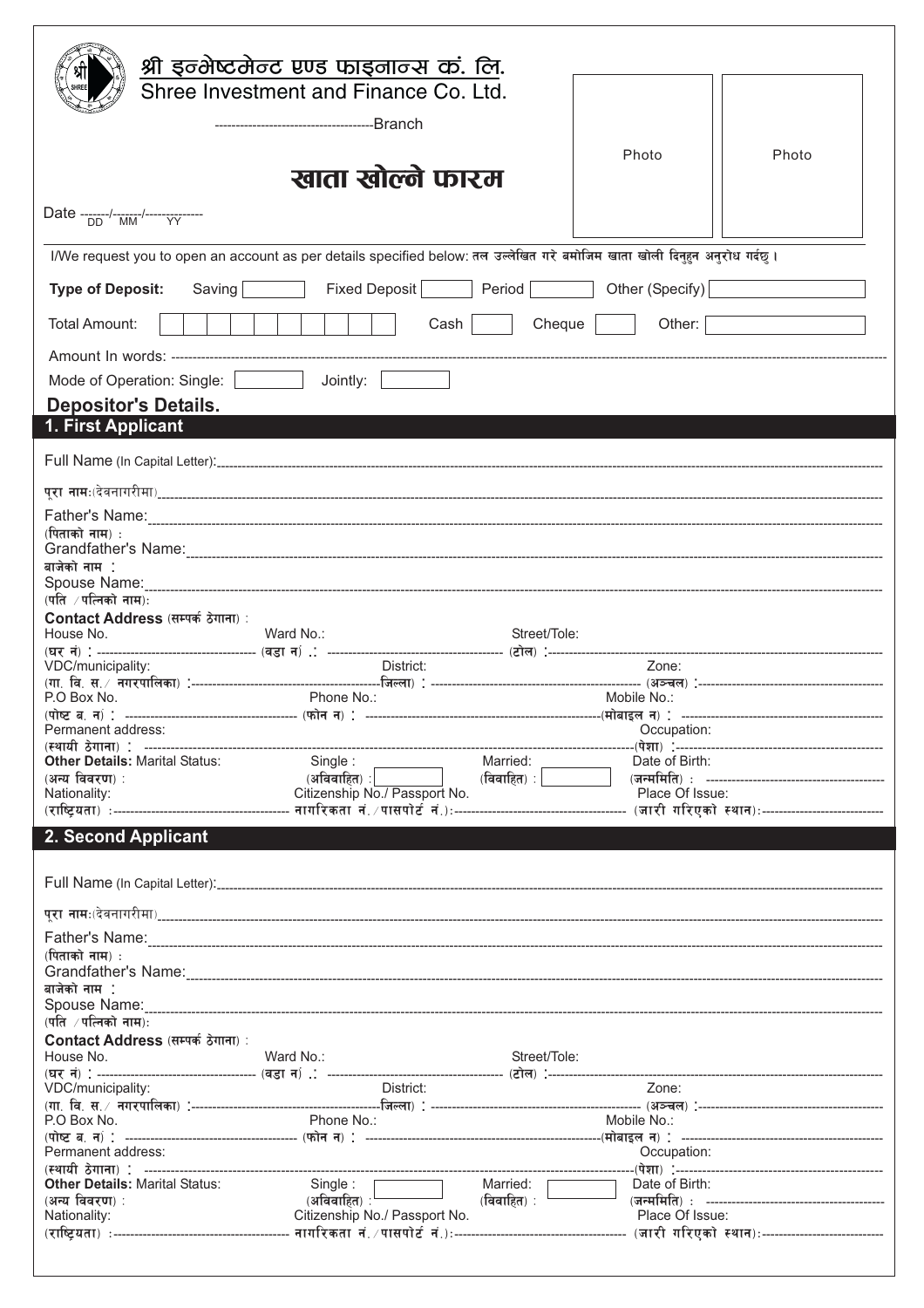# श्री इन्भेष्टमेन्ट एण्ड फाइनान्स कं. लि.

## Shree Investment and Finance Co. Ltd.

-----------------------------------Branch

Photo | Photo

# खाता खोल्ने फारम

Date -------/-------/-------------- (DD / MM / YY)

I/We request you to open an account as per details specified below: तल उल्लेखित गरे बमोजिम खाता खोली दिनुहुन अनुरोध गर्दछु।

**Type of Deposit:** Saving [ ] Fixed Deposit [ ] Period [ ] Other (Specify) [ ]

Total Amount: [ ] Cash [ ] Cheque [ ] Other: [ ]

Amount In words: ------------------------------------------------------------------------

Mode of Operation: Single: [ ] Jointly: [ ]

## Depositor's Details.

### 1. First Applicant

Full Name (In Capital Letter):------------------------------------------------------------------------

पूरा नाम:(देवनागरीमा)------------------------------------------------------------------------

Father's Name:
(पिताको नाम) :------------------------------------------------------------------------

Grandfather's Name:
बाजेको नाम :------------------------------------------------------------------------

Spouse Name:
(पति / पत्निको नाम):------------------------------------------------------------------------

**Contact Address** (सम्पर्क ठेगाना) :

House No. (घर नं) : ------------------ Ward No.: (वडा नं) .: ------------------ Street/Tole: (टोल) :------------------

VDC/municipality: (गा. वि. स. / नगरपालिका) :------------------ District: (जिल्ला) : ------------------ Zone: (अञ्चल) :------------------

P.O Box No. (पोष्ट ब. नं) : ------------------ Phone No.: (फोन न) : ------------------ Mobile No.: (मोबाइल न) : ------------------

Permanent address: (स्थायी ठेगाना) : ------------------ Occupation: (पेशा) :------------------

**Other Details:** Marital Status: (अन्य विवरण) : Single : (अविवाहित) : [ ] Married: (विवाहित) : [ ] Date of Birth: (जन्ममिति) : ------------------

Nationality: (राष्ट्रियता) :------------------ Citizenship No./ Passport No. नागरिकता नं. /पासपोर्ट नं.):------------------ Place Of Issue: (जारी गरिएको स्थान):------------------

### 2. Second Applicant

Full Name (In Capital Letter):------------------------------------------------------------------------

पूरा नाम:(देवनागरीमा)------------------------------------------------------------------------

Father's Name:
(पिताको नाम) :------------------------------------------------------------------------

Grandfather's Name:
बाजेको नाम :------------------------------------------------------------------------

Spouse Name:
(पति / पत्निको नाम):------------------------------------------------------------------------

**Contact Address** (सम्पर्क ठेगाना) :

House No. (घर नं) : ------------------ Ward No.: (वडा नं) .: ------------------ Street/Tole: (टोल) :------------------

VDC/municipality: (गा. वि. स. / नगरपालिका) :------------------ District: (जिल्ला) : ------------------ Zone: (अञ्चल) :------------------

P.O Box No. (पोष्ट ब. नं) : ------------------ Phone No.: (फोन न) : ------------------ Mobile No.: (मोबाइल न) : ------------------

Permanent address: (स्थायी ठेगाना) : ------------------ Occupation: (पेशा) :------------------

**Other Details:** Marital Status: (अन्य विवरण) : Single : (अविवाहित) : [ ] Married: (विवाहित) : [ ] Date of Birth: (जन्ममिति) : ------------------

Nationality: (राष्ट्रियता) :------------------ Citizenship No./ Passport No. नागरिकता नं. /पासपोर्ट नं.):------------------ Place Of Issue: (जारी गरिएको स्थान):------------------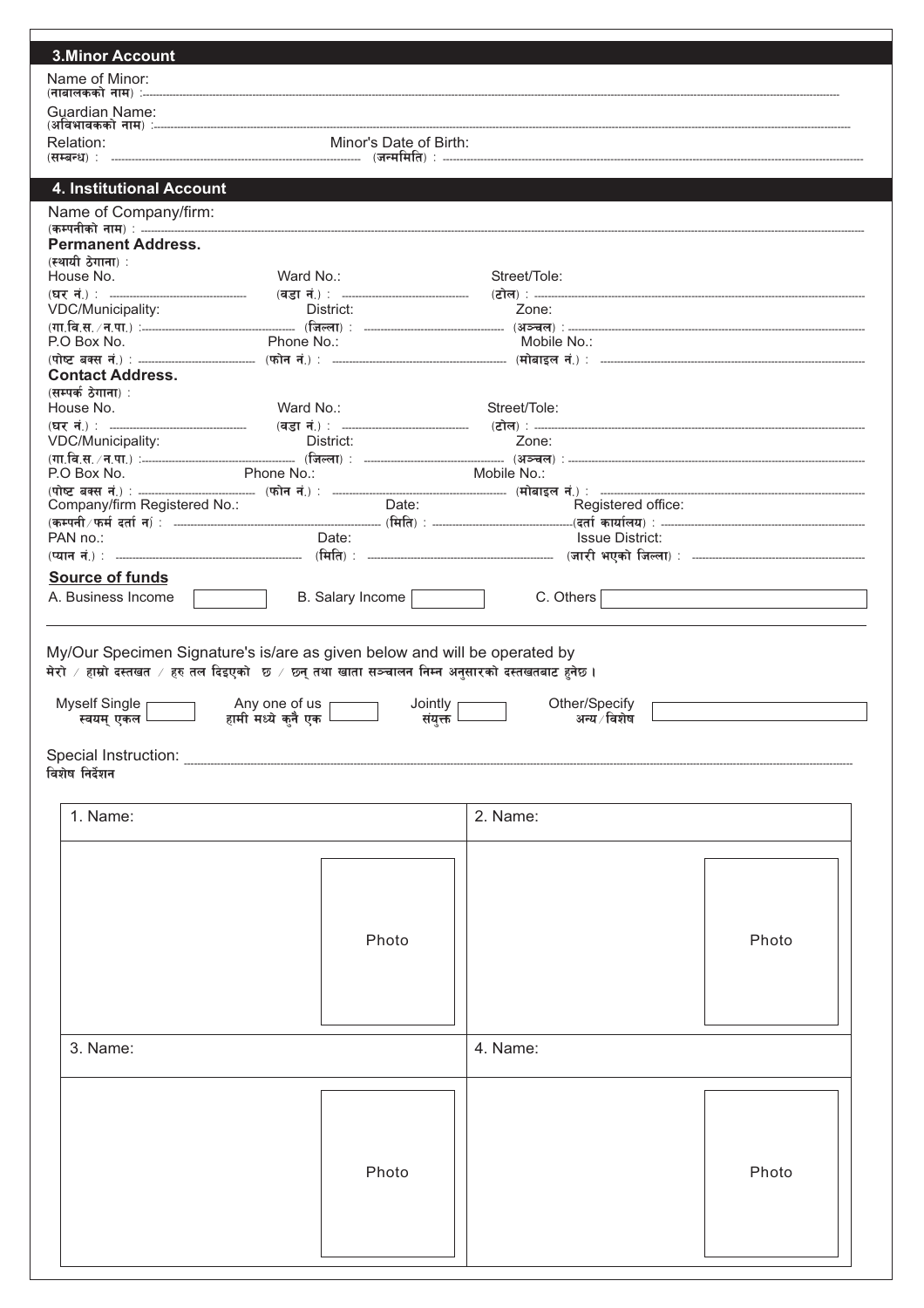## 3.Minor Account

Name of Minor:
(नाबालकको नाम) :

Guardian Name:
(अविभावकको नाम) :

Relation: (सम्बन्ध) : Minor's Date of Birth: (जन्ममिति) :

## 4. Institutional Account

Name of Company/firm:
(कम्पनीको नाम) :

**Permanent Address.**
(स्थायी ठेगाना) :

House No. (घर नं.) : Ward No.: (वडा नं.) : Street/Tole: (टोल) :

VDC/Municipality: (गा.वि.स. ⁄ न.पा.) : District: (जिल्ला) : Zone: (अञ्चल) :

P.O Box No. (पोष्ट बक्स नं.) : Phone No.: (फोन नं.) : Mobile No.: (मोबाइल नं.) :

**Contact Address.**
(सम्पर्क ठेगाना) :

House No. (घर नं.) : Ward No.: (वडा नं.) : Street/Tole: (टोल) :

VDC/Municipality: (गा.वि.स. ⁄ न.पा.) : District: (जिल्ला) : Zone: (अञ्चल) :

P.O Box No. (पोष्ट बक्स नं.) : Phone No.: (फोन नं.) : Mobile No.: (मोबाइल नं.) :

Company/firm Registered No.: (कम्पनी ⁄ फर्म दर्ता नं) : Date: (मिति) : Registered office: (दर्ता कार्यालय) :

PAN no.: (प्यान नं.) : Date: (मिति) : Issue District: (जारी भएको जिल्ला) :

**Source of funds**

A. Business Income [ ] B. Salary Income [ ] C. Others [ ]

---

My/Our Specimen Signature's is/are as given below and will be operated by
मेरो ⁄ हाम्रो दस्तखत ⁄ हरु तल दिइएको छ ⁄ छन् तथा खाता सञ्चालन निम्न अनुसारको दस्तखतबाट हुनेछ ।

Myself Single स्वयम् एकल [ ] Any one of us हामी मध्ये कुनै एक [ ] Jointly संयुक्त [ ] Other/Specify अन्य ⁄ विशेष [ ]

Special Instruction:
विशेष निर्देशन

| 1. Name: | 2. Name: |
|---|---|
| Photo | Photo |
| 3. Name: | 4. Name: |
| Photo | Photo |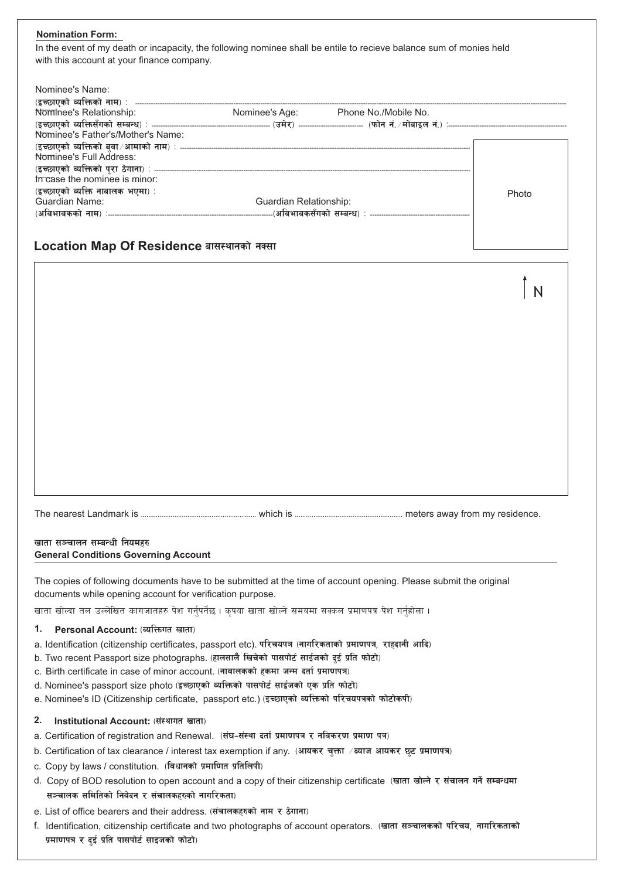**Nomination Form:**

In the event of my death or incapacity, the following nominee shall be entile to recieve balance sum of monies held with this account at your finance company.

Nominee's Name:
(इच्छाएको व्यक्तिको नाम) : ..............................................................................................................................................................................................

Nominee's Relationship: Nominee's Age: Phone No./Mobile No.
(इच्छाएको व्यक्तिसँगको सम्बन्ध) : ...................................................... (उमेर) ............................ (फोन नं. /मोबाइल नं.) :......................................................

Nominee's Father's/Mother's Name:
(इच्छाएको व्यक्तिको बुवा/आमाको नाम) : ............................................................................................................................................

Nominee's Full Address:
(इच्छाएको व्यक्तिको पूरा ठेगाना) : ...........................................................................................................................................................

In case the nominee is minor:
(इच्छाएको व्यक्ति नाबालक भएमा) :

Guardian Name: Guardian Relationship:
(अविभावकको नाम) :..................................................................................(अविभावकसँगको सम्बन्ध) : ..................................................

Photo

## Location Map Of Residence बासस्थानको नक्सा

N

The nearest Landmark is .................................................... which is ...................................................... meters away from my residence.

### खाता सञ्चालन सम्बन्धी नियमहरु
### General Conditions Governing Account

The copies of following documents have to be submitted at the time of account opening. Please submit the original documents while opening account for verification purpose.

खाता खोल्दा तल उल्लेखित कागजातहरु पेश गर्नुपर्नेछ । कृपया खाता खोल्ने समयमा सक्कल प्रमाणपत्र पेश गर्नुहोला ।

**1. Personal Account:** (व्यक्तिगत खाता)

a. Identification (citizenship certificates, passport etc). परिचयपत्र (नागरिकताको प्रमाणपत्र, राहदानी आदि)
b. Two recent Passport size photographs. (हालसालै खिचेको पासपोर्ट साईजको दुई प्रति फोटो)
c. Birth certificate in case of minor account. (नाबालकको हकमा जन्म दर्ता प्रमाणपत्र)
d. Nominee's passport size photo (इच्छाएको व्यक्तिको पासपोर्ट साईजको एक प्रति फोटो)
e. Nominee's ID (Citizenship certificate, passport etc.) (इच्छाएको व्यक्तिको परिचयपत्रको फोटोकपी)

**2. Institutional Account:** (संस्थागत खाता)

a. Certification of registration and Renewal. (संघ-संस्था दर्ता प्रमाणपत्र र नविकरण प्रमाण पत्र)
b. Certification of tax clearance / interest tax exemption if any. (आयकर चुक्ता /ब्याज आयकर छुट प्रमाणपत्र)
c. Copy by laws / constitution. (विधानको प्रमाणित प्रतिलिपी)
d. Copy of BOD resolution to open account and a copy of their citizenship certificate (खाता खोल्ने र संचालन गर्ने सम्बन्धमा सञ्चालक समितिको निवेदन र संचालकहरुको नागरिकता)
e. List of office bearers and their address. (संचालकहरुको नाम र ठेगाना)
f. Identification, citizenship certificate and two photographs of account operators. (खाता सञ्चालकको परिचय, नागरिकताको प्रमाणपत्र र दुई प्रति पासपोर्ट साइजको फोटो)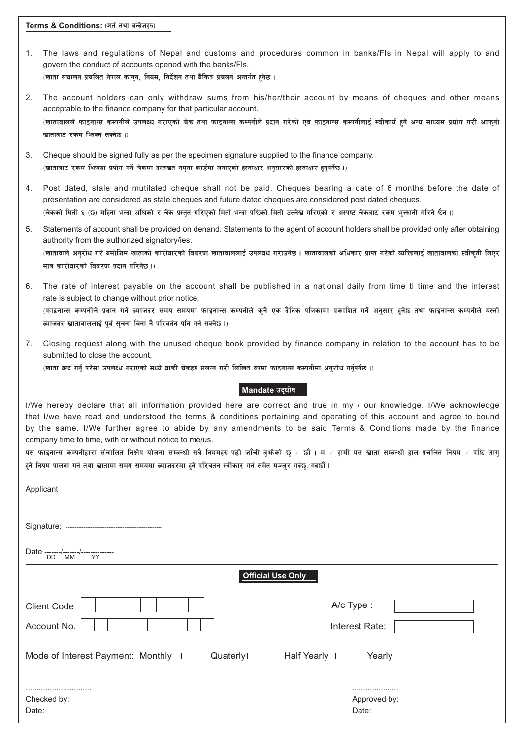**Terms & Conditions:** (शर्त तथा बन्देजहरु)

1. The laws and regulations of Nepal and customs and procedures common in banks/FIs in Nepal will apply to and govern the conduct of accounts opened with the banks/FIs.
(खाता संचालन प्रचलित नेपाल कानून, नियम, निर्देशन तथा बैंकिङ्ग प्रचलन अन्तर्गत हुनेछ ।

2. The account holders can only withdraw sums from his/her/their account by means of cheques and other means acceptable to the finance company for that particular account.
(खातावालले फाइनान्स कम्पनीले उपलब्ध गराएको चेक तथा फाइनान्स कम्पनीले प्रदान गरेको एवं फाइनान्स कम्पनीलाई स्वीकार्य हुने अन्य माध्यम प्रयोग गरी आफ्नो खाताबाट रकम झिक्न सक्नेछ ।)

3. Cheque should be signed fully as per the specimen signature supplied to the finance company.
(खाताबाट रकम झिक्दा प्रयोग गर्ने चेकमा दस्तखत नमूना कार्डमा जनाएको हस्ताक्षर अनुसारको हस्ताक्षर हुनुपर्नेछ ।)

4. Post dated, stale and mutilated cheque shall not be paid. Cheques bearing a date of 6 months before the date of presentation are considered as stale cheques and future dated cheques are considered post dated cheques.
(चेकको मिती ६ (छ) महिना भन्दा अघिको र चेक प्रस्तुत गरिएको मिती भन्दा पछिको मिती उल्लेख गरिएको र अस्पष्ट चेकबाट रकम भुक्तानी गरिने छैन ।)

5. Statements of account shall be provided on denand. Statements to the agent of account holders shall be provided only after obtaining authority from the authorized signatory/ies.
(खातावाले अनुरोध गरे बमोजिम खाताको कारोबारको विवरण खातावाललाई उपलबध गराउनेछ । खातावालको अधिकार प्राप्त गरेको व्यक्तिलाई खातावालको स्वीकृती लिएर मात्र कारोबारको विवरण प्रदान गरिनेछ ।)

6. The rate of interest payable on the account shall be published in a national daily from time ti time and the interest rate is subject to change without prior notice.
(फाइनान्स कम्पनीले प्रदान गर्ने ब्याजदर समय समयमा फाइनान्स कम्पनीले कुनै एक दैनिक पत्रिकामा प्रकाशित गर्ने अनुसार हुनेछ तथा फाइनान्स कम्पनीले यस्तो ब्याजदर खातावाललाई पुर्व सूचना विना नै परिवर्तन पनि गर्न सक्नेछ ।)

7. Closing request along with the unused cheque book provided by finance company in relation to the account has to be submitted to close the account.
(खाता बन्द गर्नु परेमा उपलब्ध गराएको मध्ये बांकी चेकहरु संलग्न गरी लिखित रुपमा फाइनान्स कम्पनीमा अनुरोध गर्नुपर्नेछ ।)

**Mandate** उद्घोष

I/We hereby declare that all information provided here are correct and true in my / our knowledge. I/We acknowledge that I/we have read and understood the terms & conditions pertaining and operating of this account and agree to bound by the same. I/We further agree to abide by any amendments to be said Terms & Conditions made by the finance company time to time, with or without notice to me/us.

यस फाइनान्स कम्पनीद्वारा संचालित निक्षेप योजना सम्बन्धी सबै नियमहरु पढी जाँची बुझेको छु / छौं । म / हामी यस खाता सम्बन्धी हाल प्रचलित नियम / पछि लागु हुने नियम पालना गर्न तथा खातामा समय समयमा ब्याजदरमा हुने परिवर्तन स्वीकार गर्न समेत मञ्जुर गर्दछु/गर्दछौं ।

Applicant

Signature: ------------------------------------------

Date -------/-------/--------------
DD MM YY

**Official Use Only**

Client Code | | | | | | | | | |

A/c Type : 

Account No. | | | | | | | | | | | |

Interest Rate: 

Mode of Interest Payment: Monthly ☐ Quaterly ☐ Half Yearly ☐ Yearly ☐

.............................
Checked by:
Date:

.....................
Approved by:
Date: